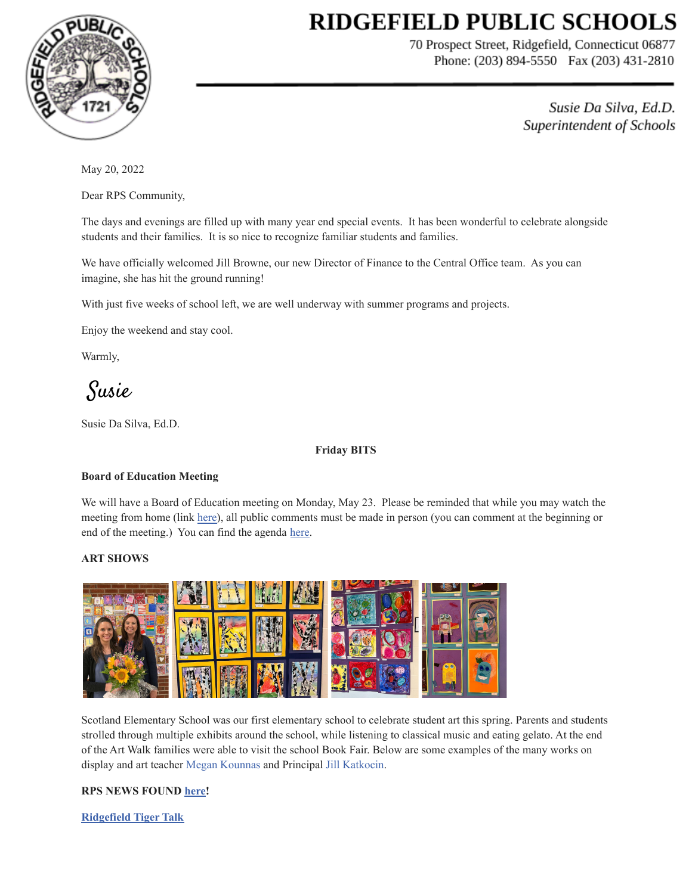# RIDGEFIELD PUBLIC SCHOOLS

70 Prospect Street, Ridgefield, Connecticut 06877
Phone: (203) 894-5550 Fax (203) 431-2810

*Susie Da Silva, Ed.D.*
*Superintendent of Schools*

May 20, 2022

Dear RPS Community,

The days and evenings are filled up with many year end special events. It has been wonderful to celebrate alongside students and their families. It is so nice to recognize familiar students and families.

We have officially welcomed Jill Browne, our new Director of Finance to the Central Office team. As you can imagine, she has hit the ground running!

With just five weeks of school left, we are well underway with summer programs and projects.

Enjoy the weekend and stay cool.

Warmly,

*Susie*

Susie Da Silva, Ed.D.

**Friday BITS**

**Board of Education Meeting**

We will have a Board of Education meeting on Monday, May 23. Please be reminded that while you may watch the meeting from home (link here), all public comments must be made in person (you can comment at the beginning or end of the meeting.) You can find the agenda here.

**ART SHOWS**

Scotland Elementary School was our first elementary school to celebrate student art this spring. Parents and students strolled through multiple exhibits around the school, while listening to classical music and eating gelato. At the end of the Art Walk families were able to visit the school Book Fair. Below are some examples of the many works on display and art teacher Megan Kounnas and Principal Jill Katkocin.

**RPS NEWS FOUND here!**

**Ridgefield Tiger Talk**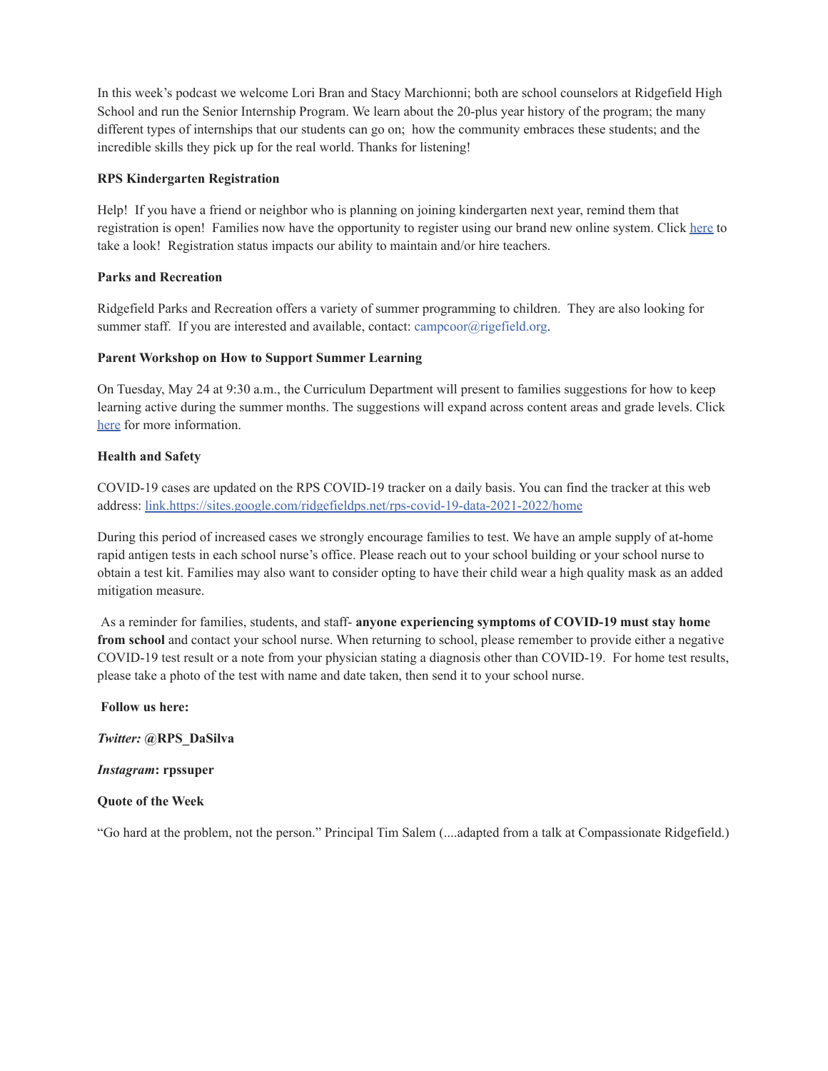In this week's podcast we welcome Lori Bran and Stacy Marchionni; both are school counselors at Ridgefield High School and run the Senior Internship Program. We learn about the 20-plus year history of the program; the many different types of internships that our students can go on; how the community embraces these students; and the incredible skills they pick up for the real world. Thanks for listening!

**RPS Kindergarten Registration**

Help! If you have a friend or neighbor who is planning on joining kindergarten next year, remind them that registration is open! Families now have the opportunity to register using our brand new online system. Click here to take a look! Registration status impacts our ability to maintain and/or hire teachers.

**Parks and Recreation**

Ridgefield Parks and Recreation offers a variety of summer programming to children. They are also looking for summer staff. If you are interested and available, contact: campcoor@rigefield.org.

**Parent Workshop on How to Support Summer Learning**

On Tuesday, May 24 at 9:30 a.m., the Curriculum Department will present to families suggestions for how to keep learning active during the summer months. The suggestions will expand across content areas and grade levels. Click here for more information.

**Health and Safety**

COVID-19 cases are updated on the RPS COVID-19 tracker on a daily basis. You can find the tracker at this web address: link.https://sites.google.com/ridgefieldps.net/rps-covid-19-data-2021-2022/home

During this period of increased cases we strongly encourage families to test. We have an ample supply of at-home rapid antigen tests in each school nurse's office. Please reach out to your school building or your school nurse to obtain a test kit. Families may also want to consider opting to have their child wear a high quality mask as an added mitigation measure.

As a reminder for families, students, and staff- **anyone experiencing symptoms of COVID-19 must stay home from school** and contact your school nurse. When returning to school, please remember to provide either a negative COVID-19 test result or a note from your physician stating a diagnosis other than COVID-19. For home test results, please take a photo of the test with name and date taken, then send it to your school nurse.

**Follow us here:**

***Twitter:*** **@RPS_DaSilva**

***Instagram*****: rpssuper**

**Quote of the Week**

"Go hard at the problem, not the person." Principal Tim Salem (....adapted from a talk at Compassionate Ridgefield.)